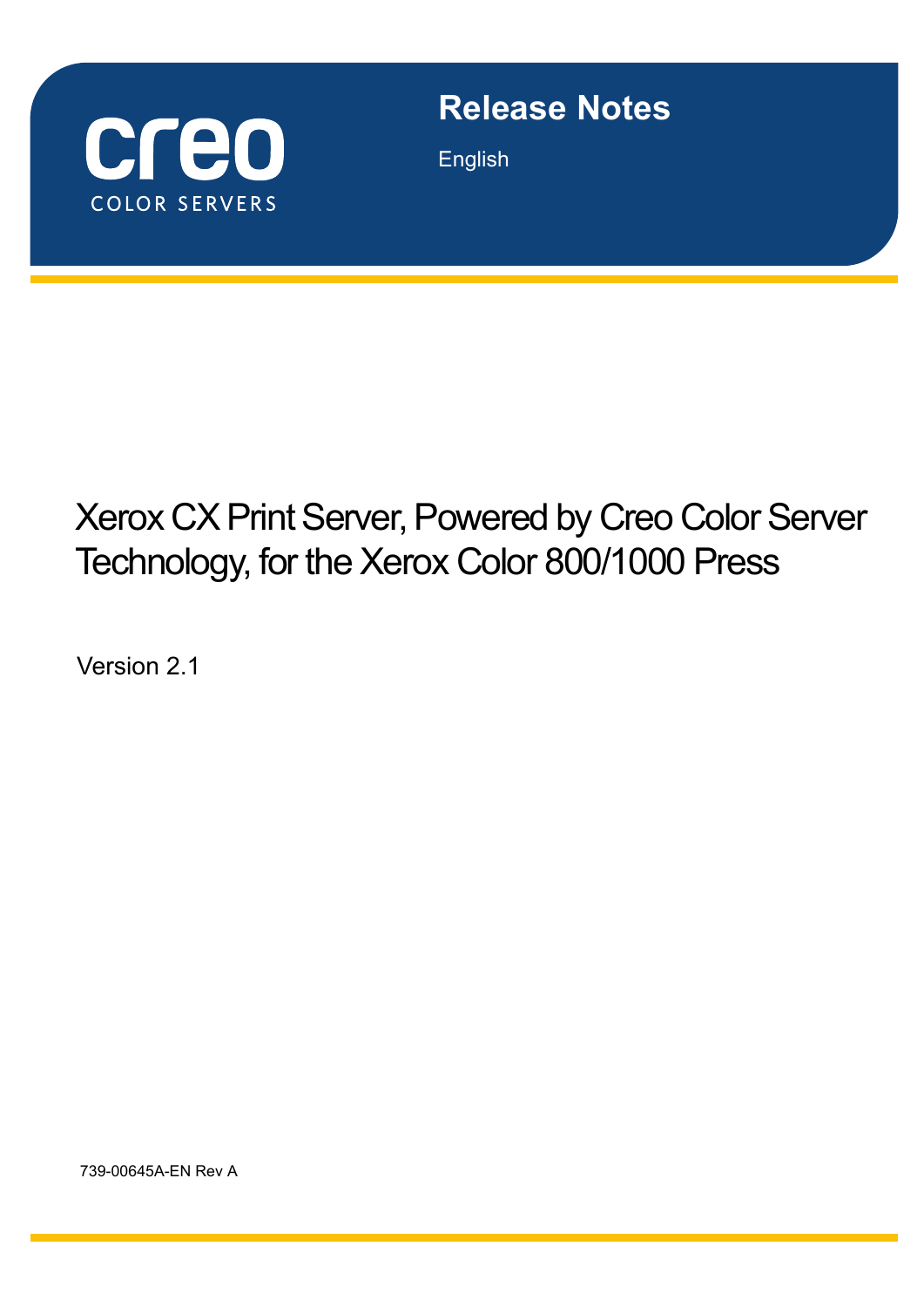creo

COLOR SERVERS

# Release Notes

English

# Xerox CX Print Server, Powered by Creo Color Server Technology, for the Xerox Color 800/1000 Press

Version 2.1

739-00645A-EN Rev A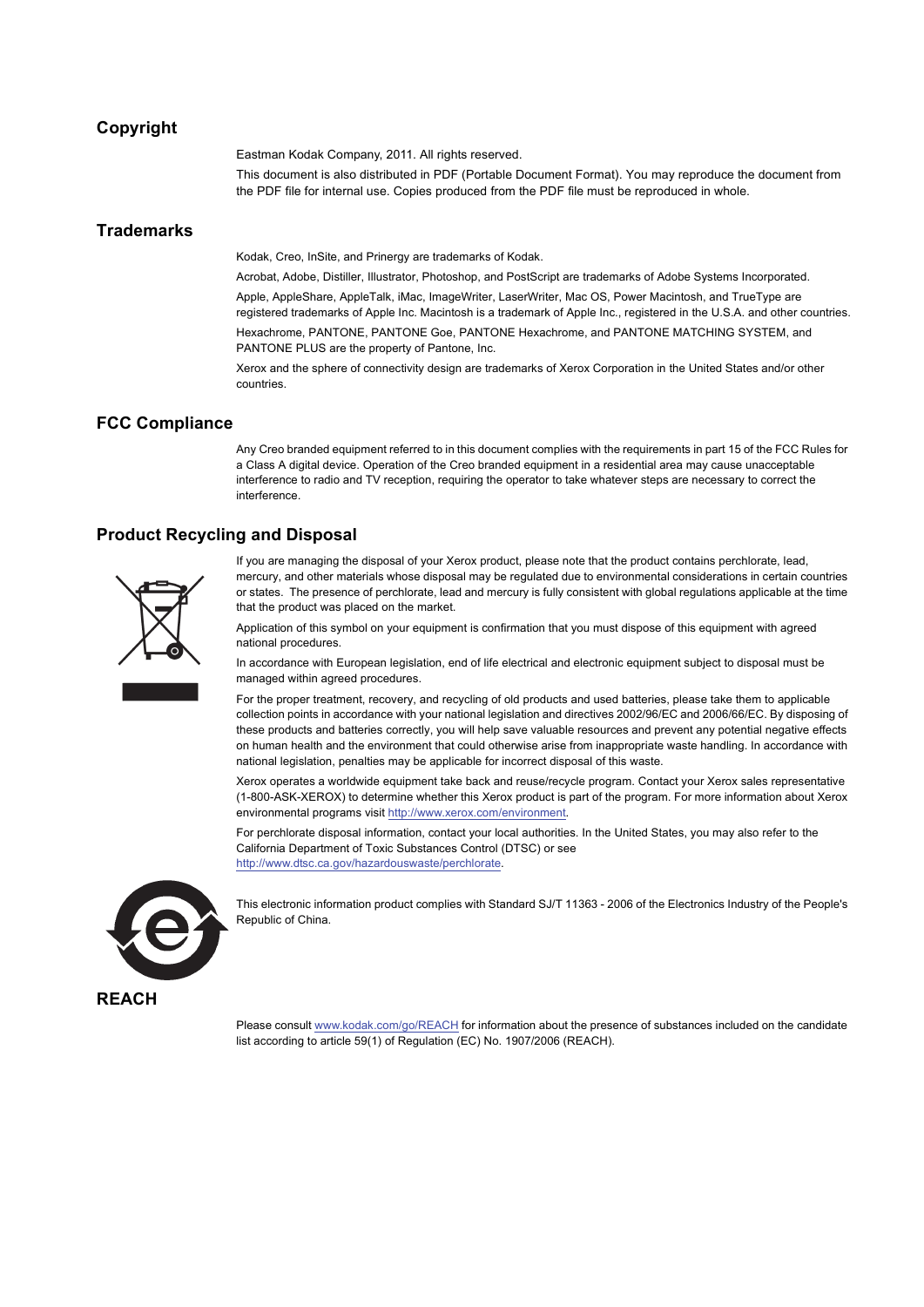## Copyright

Eastman Kodak Company, 2011. All rights reserved.

This document is also distributed in PDF (Portable Document Format). You may reproduce the document from the PDF file for internal use. Copies produced from the PDF file must be reproduced in whole.

## Trademarks

Kodak, Creo, InSite, and Prinergy are trademarks of Kodak.

Acrobat, Adobe, Distiller, Illustrator, Photoshop, and PostScript are trademarks of Adobe Systems Incorporated.

Apple, AppleShare, AppleTalk, iMac, ImageWriter, LaserWriter, Mac OS, Power Macintosh, and TrueType are registered trademarks of Apple Inc. Macintosh is a trademark of Apple Inc., registered in the U.S.A. and other countries.

Hexachrome, PANTONE, PANTONE Goe, PANTONE Hexachrome, and PANTONE MATCHING SYSTEM, and PANTONE PLUS are the property of Pantone, Inc.

Xerox and the sphere of connectivity design are trademarks of Xerox Corporation in the United States and/or other countries.

## FCC Compliance

Any Creo branded equipment referred to in this document complies with the requirements in part 15 of the FCC Rules for a Class A digital device. Operation of the Creo branded equipment in a residential area may cause unacceptable interference to radio and TV reception, requiring the operator to take whatever steps are necessary to correct the interference.

## Product Recycling and Disposal

If you are managing the disposal of your Xerox product, please note that the product contains perchlorate, lead, mercury, and other materials whose disposal may be regulated due to environmental considerations in certain countries or states. The presence of perchlorate, lead and mercury is fully consistent with global regulations applicable at the time that the product was placed on the market.

Application of this symbol on your equipment is confirmation that you must dispose of this equipment with agreed national procedures.

In accordance with European legislation, end of life electrical and electronic equipment subject to disposal must be managed within agreed procedures.

For the proper treatment, recovery, and recycling of old products and used batteries, please take them to applicable collection points in accordance with your national legislation and directives 2002/96/EC and 2006/66/EC. By disposing of these products and batteries correctly, you will help save valuable resources and prevent any potential negative effects on human health and the environment that could otherwise arise from inappropriate waste handling. In accordance with national legislation, penalties may be applicable for incorrect disposal of this waste.

Xerox operates a worldwide equipment take back and reuse/recycle program. Contact your Xerox sales representative (1-800-ASK-XEROX) to determine whether this Xerox product is part of the program. For more information about Xerox environmental programs visit http://www.xerox.com/environment.

For perchlorate disposal information, contact your local authorities. In the United States, you may also refer to the California Department of Toxic Substances Control (DTSC) or see http://www.dtsc.ca.gov/hazardouswaste/perchlorate.

This electronic information product complies with Standard SJ/T 11363 - 2006 of the Electronics Industry of the People's Republic of China.

## REACH

Please consult www.kodak.com/go/REACH for information about the presence of substances included on the candidate list according to article 59(1) of Regulation (EC) No. 1907/2006 (REACH).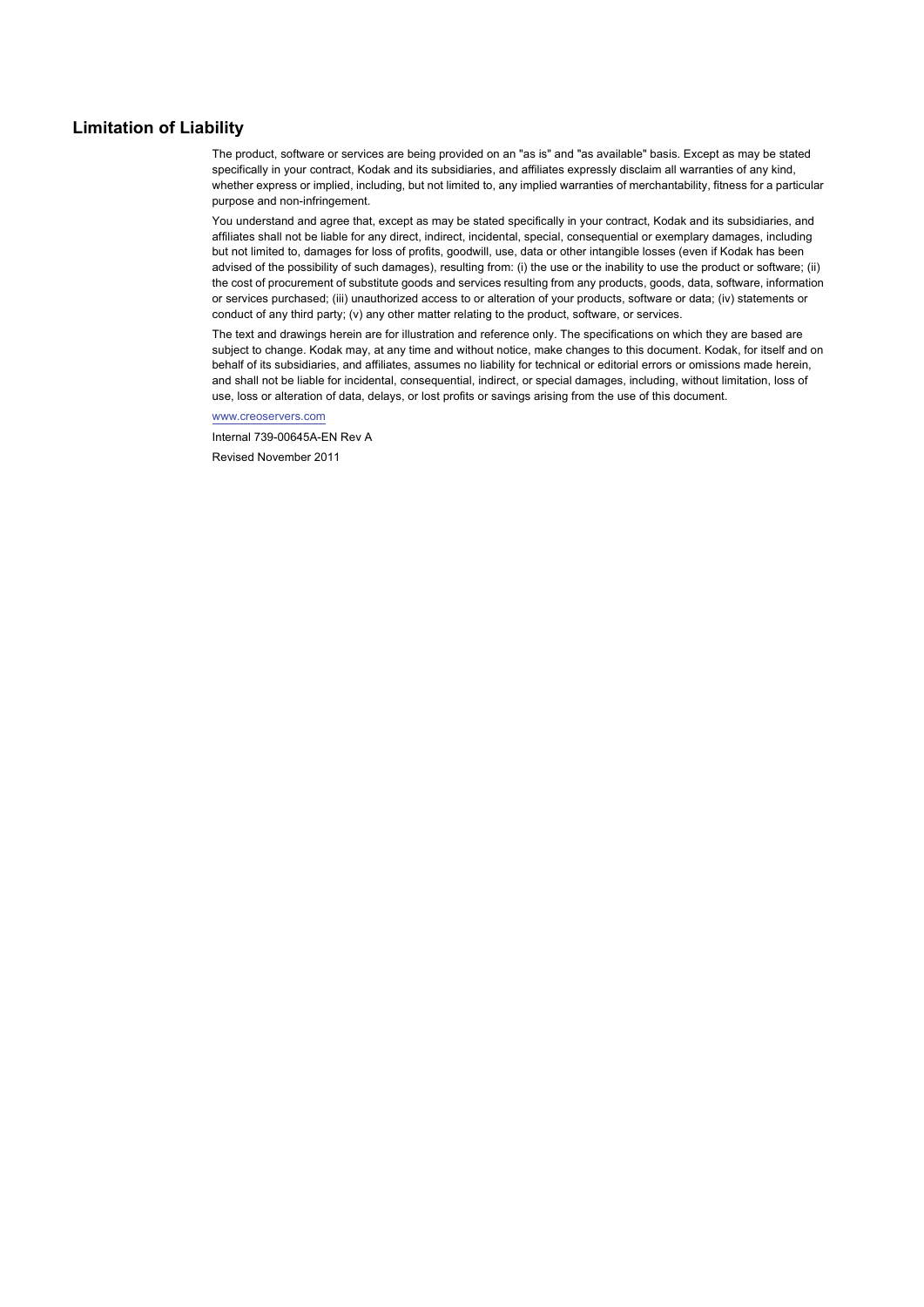## Limitation of Liability

The product, software or services are being provided on an "as is" and "as available" basis. Except as may be stated specifically in your contract, Kodak and its subsidiaries, and affiliates expressly disclaim all warranties of any kind, whether express or implied, including, but not limited to, any implied warranties of merchantability, fitness for a particular purpose and non-infringement.

You understand and agree that, except as may be stated specifically in your contract, Kodak and its subsidiaries, and affiliates shall not be liable for any direct, indirect, incidental, special, consequential or exemplary damages, including but not limited to, damages for loss of profits, goodwill, use, data or other intangible losses (even if Kodak has been advised of the possibility of such damages), resulting from: (i) the use or the inability to use the product or software; (ii) the cost of procurement of substitute goods and services resulting from any products, goods, data, software, information or services purchased; (iii) unauthorized access to or alteration of your products, software or data; (iv) statements or conduct of any third party; (v) any other matter relating to the product, software, or services.

The text and drawings herein are for illustration and reference only. The specifications on which they are based are subject to change. Kodak may, at any time and without notice, make changes to this document. Kodak, for itself and on behalf of its subsidiaries, and affiliates, assumes no liability for technical or editorial errors or omissions made herein, and shall not be liable for incidental, consequential, indirect, or special damages, including, without limitation, loss of use, loss or alteration of data, delays, or lost profits or savings arising from the use of this document.

www.creoservers.com

Internal 739-00645A-EN Rev A

Revised November 2011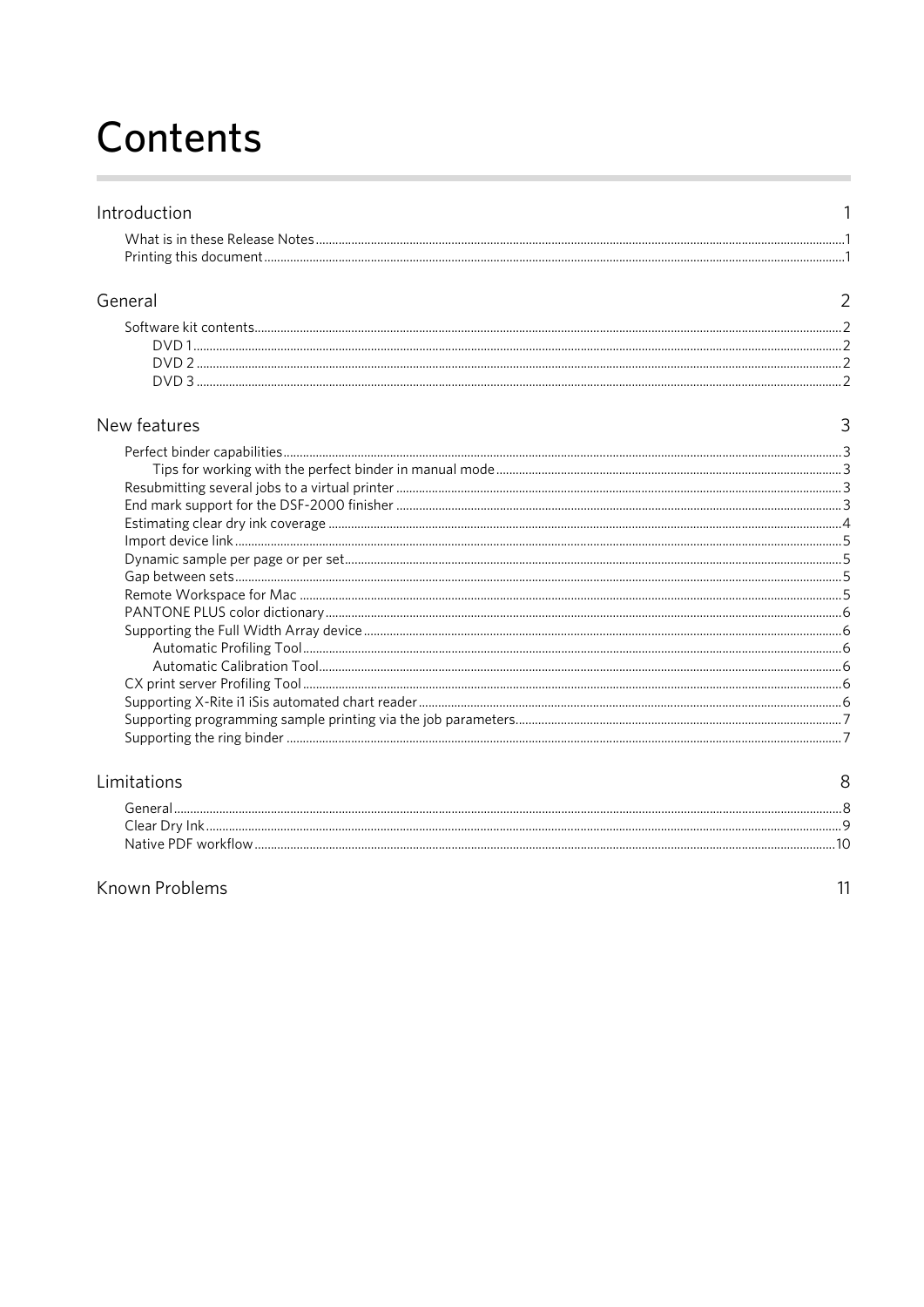# Contents

Introduction 1

- What is in these Release Notes 1
- Printing this document 1

General 2

- Software kit contents 2
  - DVD 1 2
  - DVD 2 2
  - DVD 3 2

New features 3

- Perfect binder capabilities 3
  - Tips for working with the perfect binder in manual mode 3
- Resubmitting several jobs to a virtual printer 3
- End mark support for the DSF-2000 finisher 3
- Estimating clear dry ink coverage 4
- Import device link 5
- Dynamic sample per page or per set 5
- Gap between sets 5
- Remote Workspace for Mac 5
- PANTONE PLUS color dictionary 6
- Supporting the Full Width Array device 6
  - Automatic Profiling Tool 6
  - Automatic Calibration Tool 6
- CX print server Profiling Tool 6
- Supporting X-Rite i1 iSis automated chart reader 6
- Supporting programming sample printing via the job parameters 7
- Supporting the ring binder 7

Limitations 8

- General 8
- Clear Dry Ink 9
- Native PDF workflow 10

Known Problems 11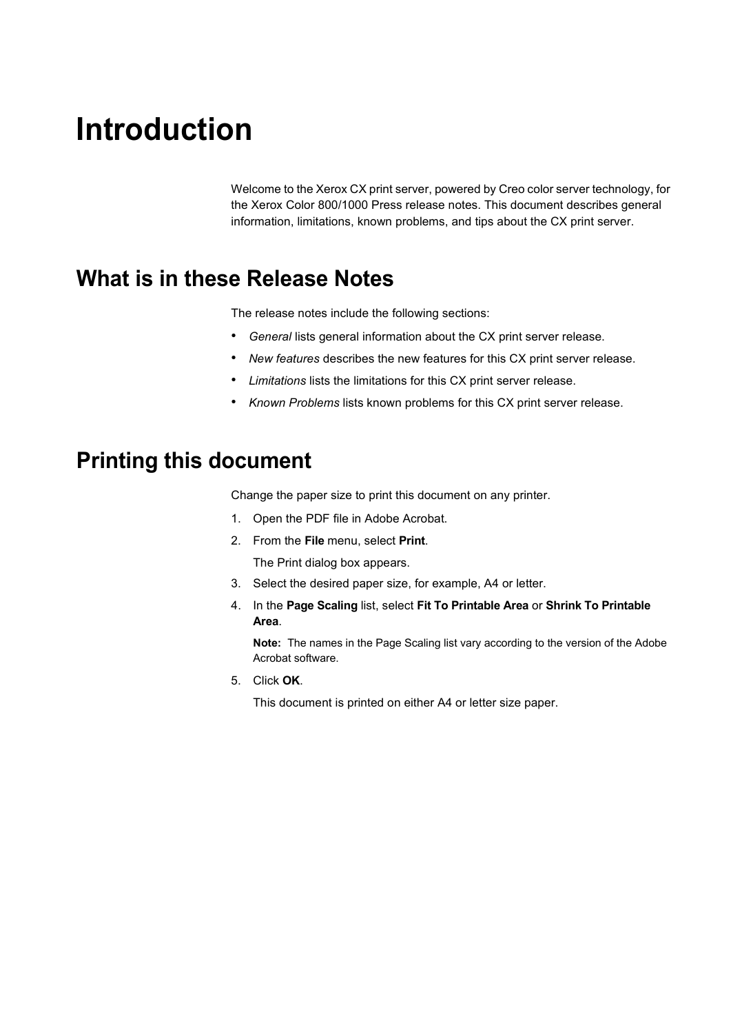# Introduction

Welcome to the Xerox CX print server, powered by Creo color server technology, for the Xerox Color 800/1000 Press release notes. This document describes general information, limitations, known problems, and tips about the CX print server.

## What is in these Release Notes

The release notes include the following sections:

- *General* lists general information about the CX print server release.
- *New features* describes the new features for this CX print server release.
- *Limitations* lists the limitations for this CX print server release.
- *Known Problems* lists known problems for this CX print server release.

## Printing this document

Change the paper size to print this document on any printer.

1. Open the PDF file in Adobe Acrobat.
2. From the **File** menu, select **Print**.

   The Print dialog box appears.
3. Select the desired paper size, for example, A4 or letter.
4. In the **Page Scaling** list, select **Fit To Printable Area** or **Shrink To Printable Area**.

   **Note:** The names in the Page Scaling list vary according to the version of the Adobe Acrobat software.
5. Click **OK**.

   This document is printed on either A4 or letter size paper.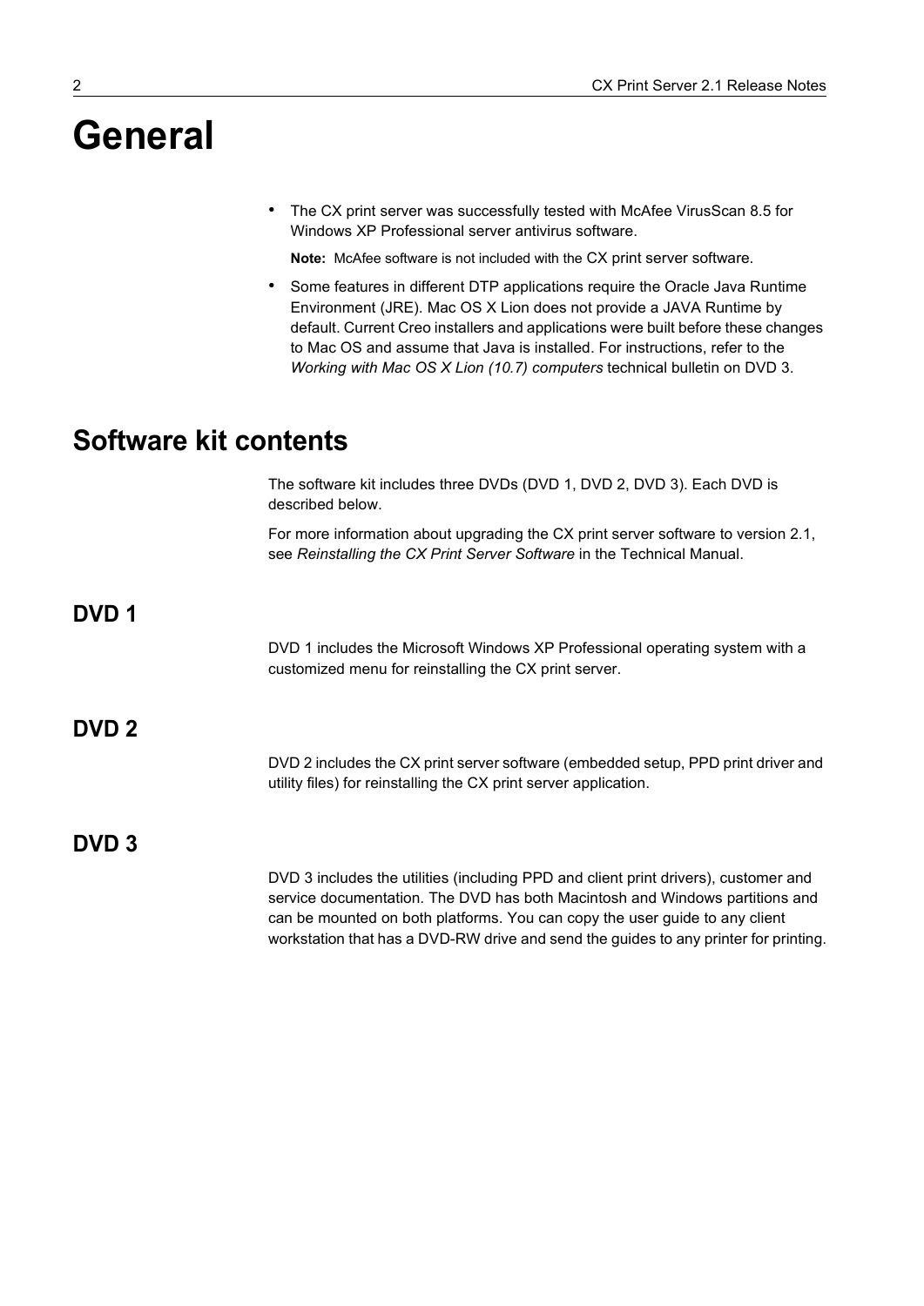# General

- The CX print server was successfully tested with McAfee VirusScan 8.5 for Windows XP Professional server antivirus software.

  **Note:** McAfee software is not included with the CX print server software.

- Some features in different DTP applications require the Oracle Java Runtime Environment (JRE). Mac OS X Lion does not provide a JAVA Runtime by default. Current Creo installers and applications were built before these changes to Mac OS and assume that Java is installed. For instructions, refer to the *Working with Mac OS X Lion (10.7) computers* technical bulletin on DVD 3.

## Software kit contents

The software kit includes three DVDs (DVD 1, DVD 2, DVD 3). Each DVD is described below.

For more information about upgrading the CX print server software to version 2.1, see *Reinstalling the CX Print Server Software* in the Technical Manual.

### DVD 1

DVD 1 includes the Microsoft Windows XP Professional operating system with a customized menu for reinstalling the CX print server.

### DVD 2

DVD 2 includes the CX print server software (embedded setup, PPD print driver and utility files) for reinstalling the CX print server application.

### DVD 3

DVD 3 includes the utilities (including PPD and client print drivers), customer and service documentation. The DVD has both Macintosh and Windows partitions and can be mounted on both platforms. You can copy the user guide to any client workstation that has a DVD-RW drive and send the guides to any printer for printing.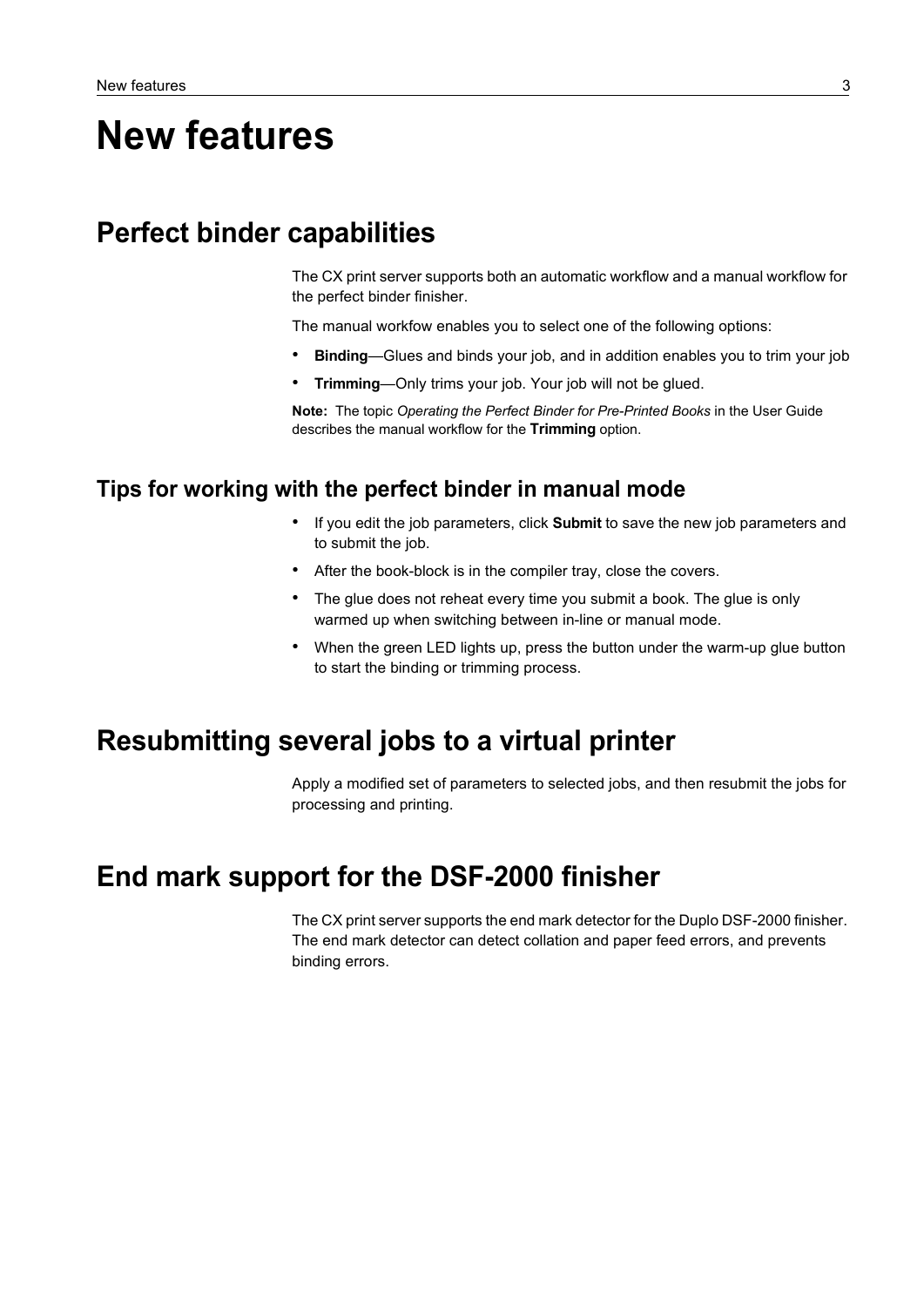# New features

## Perfect binder capabilities

The CX print server supports both an automatic workflow and a manual workflow for the perfect binder finisher.

The manual workfow enables you to select one of the following options:

- **Binding**—Glues and binds your job, and in addition enables you to trim your job
- **Trimming**—Only trims your job. Your job will not be glued.

**Note:** The topic *Operating the Perfect Binder for Pre-Printed Books* in the User Guide describes the manual workflow for the **Trimming** option.

### Tips for working with the perfect binder in manual mode

- If you edit the job parameters, click **Submit** to save the new job parameters and to submit the job.
- After the book-block is in the compiler tray, close the covers.
- The glue does not reheat every time you submit a book. The glue is only warmed up when switching between in-line or manual mode.
- When the green LED lights up, press the button under the warm-up glue button to start the binding or trimming process.

## Resubmitting several jobs to a virtual printer

Apply a modified set of parameters to selected jobs, and then resubmit the jobs for processing and printing.

## End mark support for the DSF-2000 finisher

The CX print server supports the end mark detector for the Duplo DSF-2000 finisher. The end mark detector can detect collation and paper feed errors, and prevents binding errors.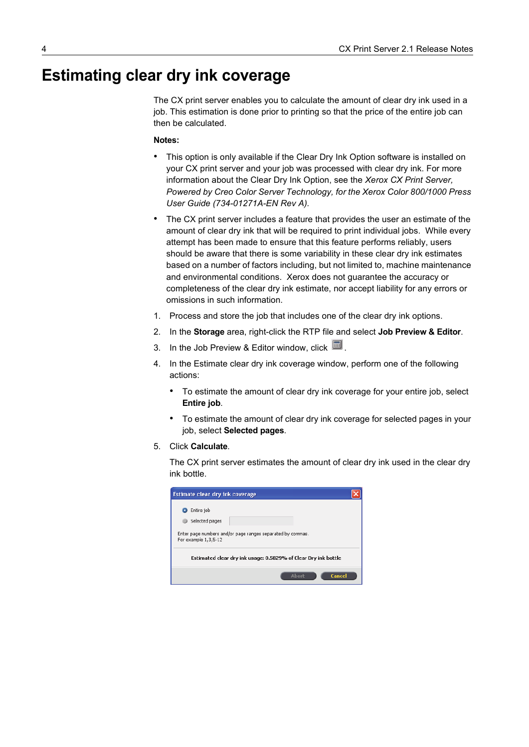# Estimating clear dry ink coverage

The CX print server enables you to calculate the amount of clear dry ink used in a job. This estimation is done prior to printing so that the price of the entire job can then be calculated.

**Notes:**

- This option is only available if the Clear Dry Ink Option software is installed on your CX print server and your job was processed with clear dry ink. For more information about the Clear Dry Ink Option, see the *Xerox CX Print Server, Powered by Creo Color Server Technology, for the Xerox Color 800/1000 Press User Guide (734-01271A-EN Rev A).*
- The CX print server includes a feature that provides the user an estimate of the amount of clear dry ink that will be required to print individual jobs. While every attempt has been made to ensure that this feature performs reliably, users should be aware that there is some variability in these clear dry ink estimates based on a number of factors including, but not limited to, machine maintenance and environmental conditions. Xerox does not guarantee the accuracy or completeness of the clear dry ink estimate, nor accept liability for any errors or omissions in such information.

1. Process and store the job that includes one of the clear dry ink options.
2. In the **Storage** area, right-click the RTP file and select **Job Preview & Editor**.
3. In the Job Preview & Editor window, click .
4. In the Estimate clear dry ink coverage window, perform one of the following actions:
   - To estimate the amount of clear dry ink coverage for your entire job, select **Entire job**.
   - To estimate the amount of clear dry ink coverage for selected pages in your job, select **Selected pages**.
5. Click **Calculate**.

   The CX print server estimates the amount of clear dry ink used in the clear dry ink bottle.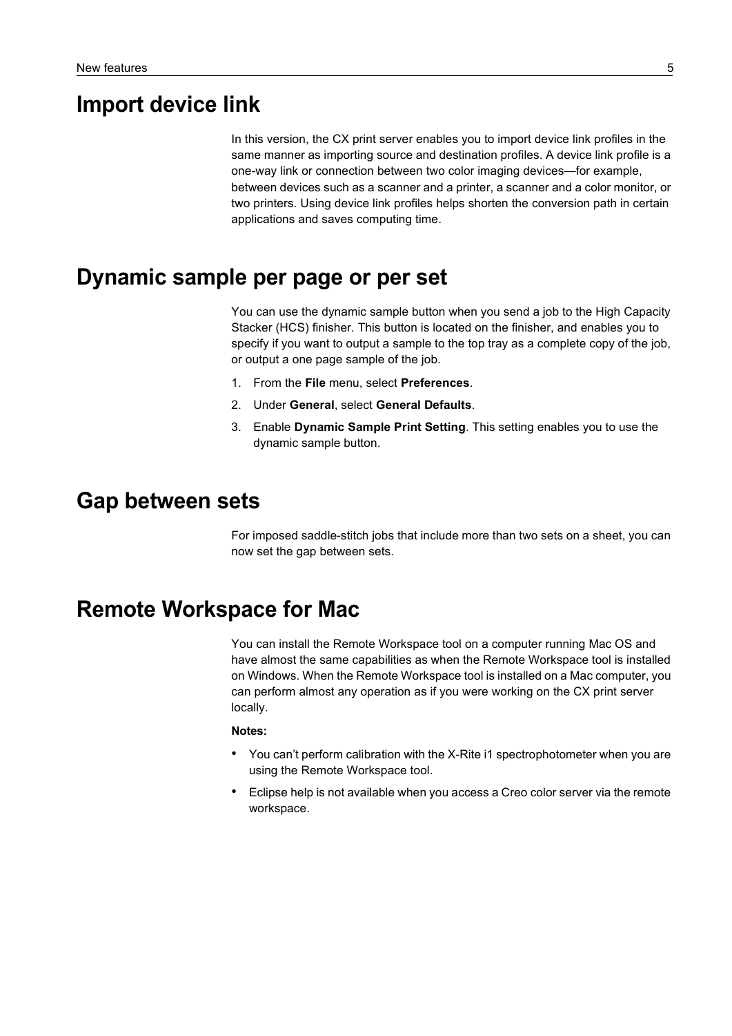# Import device link

In this version, the CX print server enables you to import device link profiles in the same manner as importing source and destination profiles. A device link profile is a one-way link or connection between two color imaging devices—for example, between devices such as a scanner and a printer, a scanner and a color monitor, or two printers. Using device link profiles helps shorten the conversion path in certain applications and saves computing time.

# Dynamic sample per page or per set

You can use the dynamic sample button when you send a job to the High Capacity Stacker (HCS) finisher. This button is located on the finisher, and enables you to specify if you want to output a sample to the top tray as a complete copy of the job, or output a one page sample of the job.

1. From the **File** menu, select **Preferences**.
2. Under **General**, select **General Defaults**.
3. Enable **Dynamic Sample Print Setting**. This setting enables you to use the dynamic sample button.

# Gap between sets

For imposed saddle-stitch jobs that include more than two sets on a sheet, you can now set the gap between sets.

# Remote Workspace for Mac

You can install the Remote Workspace tool on a computer running Mac OS and have almost the same capabilities as when the Remote Workspace tool is installed on Windows. When the Remote Workspace tool is installed on a Mac computer, you can perform almost any operation as if you were working on the CX print server locally.

**Notes:**

- You can't perform calibration with the X-Rite i1 spectrophotometer when you are using the Remote Workspace tool.
- Eclipse help is not available when you access a Creo color server via the remote workspace.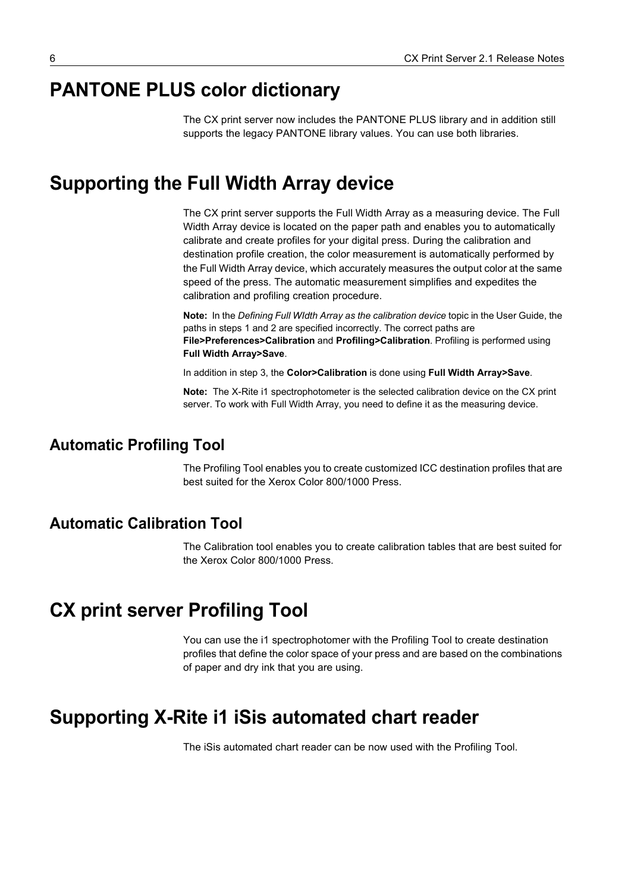# PANTONE PLUS color dictionary

The CX print server now includes the PANTONE PLUS library and in addition still supports the legacy PANTONE library values. You can use both libraries.

# Supporting the Full Width Array device

The CX print server supports the Full Width Array as a measuring device. The Full Width Array device is located on the paper path and enables you to automatically calibrate and create profiles for your digital press. During the calibration and destination profile creation, the color measurement is automatically performed by the Full Width Array device, which accurately measures the output color at the same speed of the press. The automatic measurement simplifies and expedites the calibration and profiling creation procedure.

**Note:** In the *Defining Full WIdth Array as the calibration device* topic in the User Guide, the paths in steps 1 and 2 are specified incorrectly. The correct paths are **File>Preferences>Calibration** and **Profiling>Calibration**. Profiling is performed using **Full Width Array>Save**.

In addition in step 3, the **Color>Calibration** is done using **Full Width Array>Save**.

**Note:** The X-Rite i1 spectrophotometer is the selected calibration device on the CX print server. To work with Full Width Array, you need to define it as the measuring device.

## Automatic Profiling Tool

The Profiling Tool enables you to create customized ICC destination profiles that are best suited for the Xerox Color 800/1000 Press.

## Automatic Calibration Tool

The Calibration tool enables you to create calibration tables that are best suited for the Xerox Color 800/1000 Press.

# CX print server Profiling Tool

You can use the i1 spectrophotomer with the Profiling Tool to create destination profiles that define the color space of your press and are based on the combinations of paper and dry ink that you are using.

# Supporting X-Rite i1 iSis automated chart reader

The iSis automated chart reader can be now used with the Profiling Tool.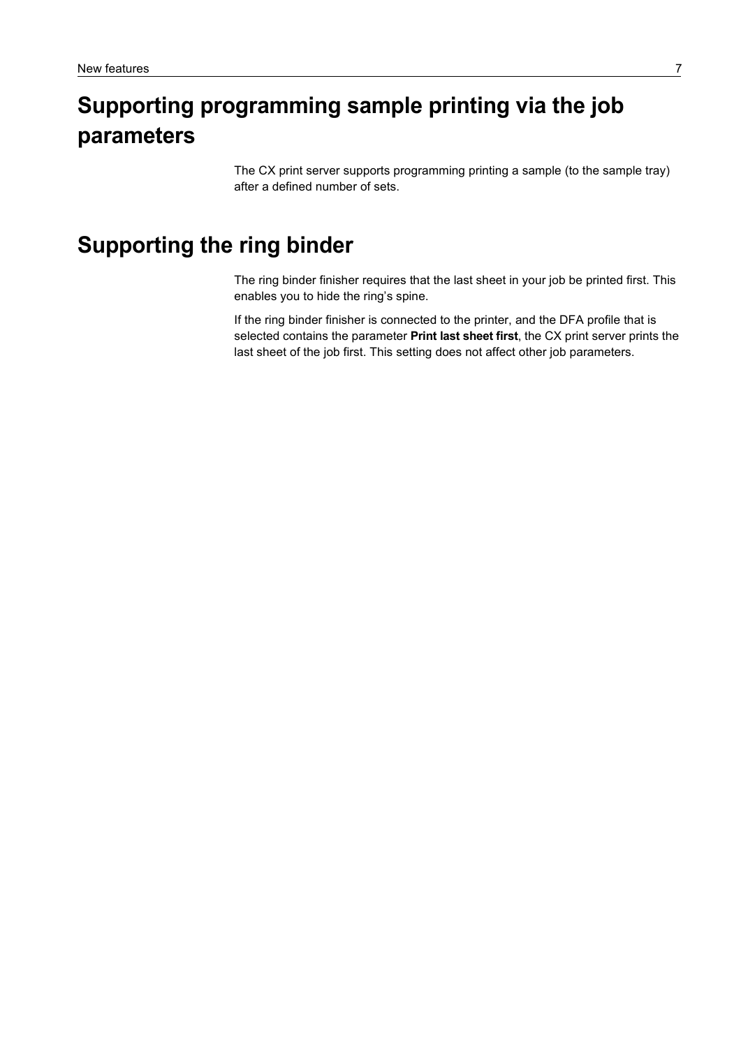# Supporting programming sample printing via the job parameters

The CX print server supports programming printing a sample (to the sample tray) after a defined number of sets.

# Supporting the ring binder

The ring binder finisher requires that the last sheet in your job be printed first. This enables you to hide the ring's spine.

If the ring binder finisher is connected to the printer, and the DFA profile that is selected contains the parameter **Print last sheet first**, the CX print server prints the last sheet of the job first. This setting does not affect other job parameters.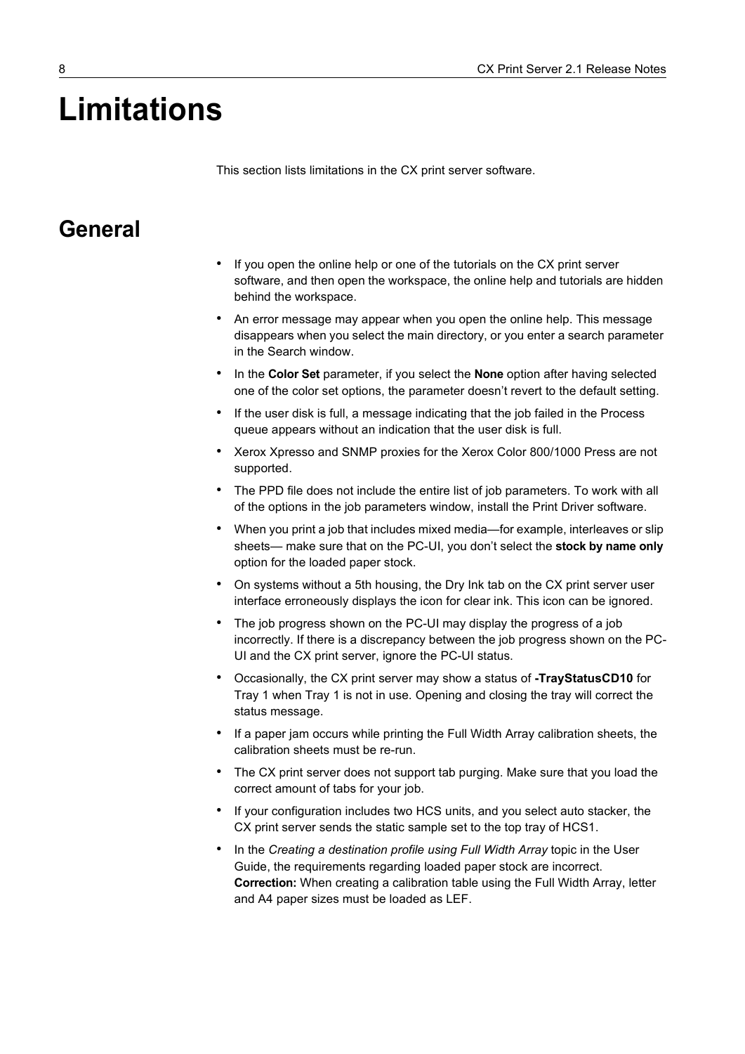# Limitations

This section lists limitations in the CX print server software.

## General

- If you open the online help or one of the tutorials on the CX print server software, and then open the workspace, the online help and tutorials are hidden behind the workspace.
- An error message may appear when you open the online help. This message disappears when you select the main directory, or you enter a search parameter in the Search window.
- In the **Color Set** parameter, if you select the **None** option after having selected one of the color set options, the parameter doesn't revert to the default setting.
- If the user disk is full, a message indicating that the job failed in the Process queue appears without an indication that the user disk is full.
- Xerox Xpresso and SNMP proxies for the Xerox Color 800/1000 Press are not supported.
- The PPD file does not include the entire list of job parameters. To work with all of the options in the job parameters window, install the Print Driver software.
- When you print a job that includes mixed media—for example, interleaves or slip sheets— make sure that on the PC-UI, you don't select the **stock by name only** option for the loaded paper stock.
- On systems without a 5th housing, the Dry Ink tab on the CX print server user interface erroneously displays the icon for clear ink. This icon can be ignored.
- The job progress shown on the PC-UI may display the progress of a job incorrectly. If there is a discrepancy between the job progress shown on the PC-UI and the CX print server, ignore the PC-UI status.
- Occasionally, the CX print server may show a status of **-TrayStatusCD10** for Tray 1 when Tray 1 is not in use. Opening and closing the tray will correct the status message.
- If a paper jam occurs while printing the Full Width Array calibration sheets, the calibration sheets must be re-run.
- The CX print server does not support tab purging. Make sure that you load the correct amount of tabs for your job.
- If your configuration includes two HCS units, and you select auto stacker, the CX print server sends the static sample set to the top tray of HCS1.
- In the *Creating a destination profile using Full Width Array* topic in the User Guide, the requirements regarding loaded paper stock are incorrect. **Correction:** When creating a calibration table using the Full Width Array, letter and A4 paper sizes must be loaded as LEF.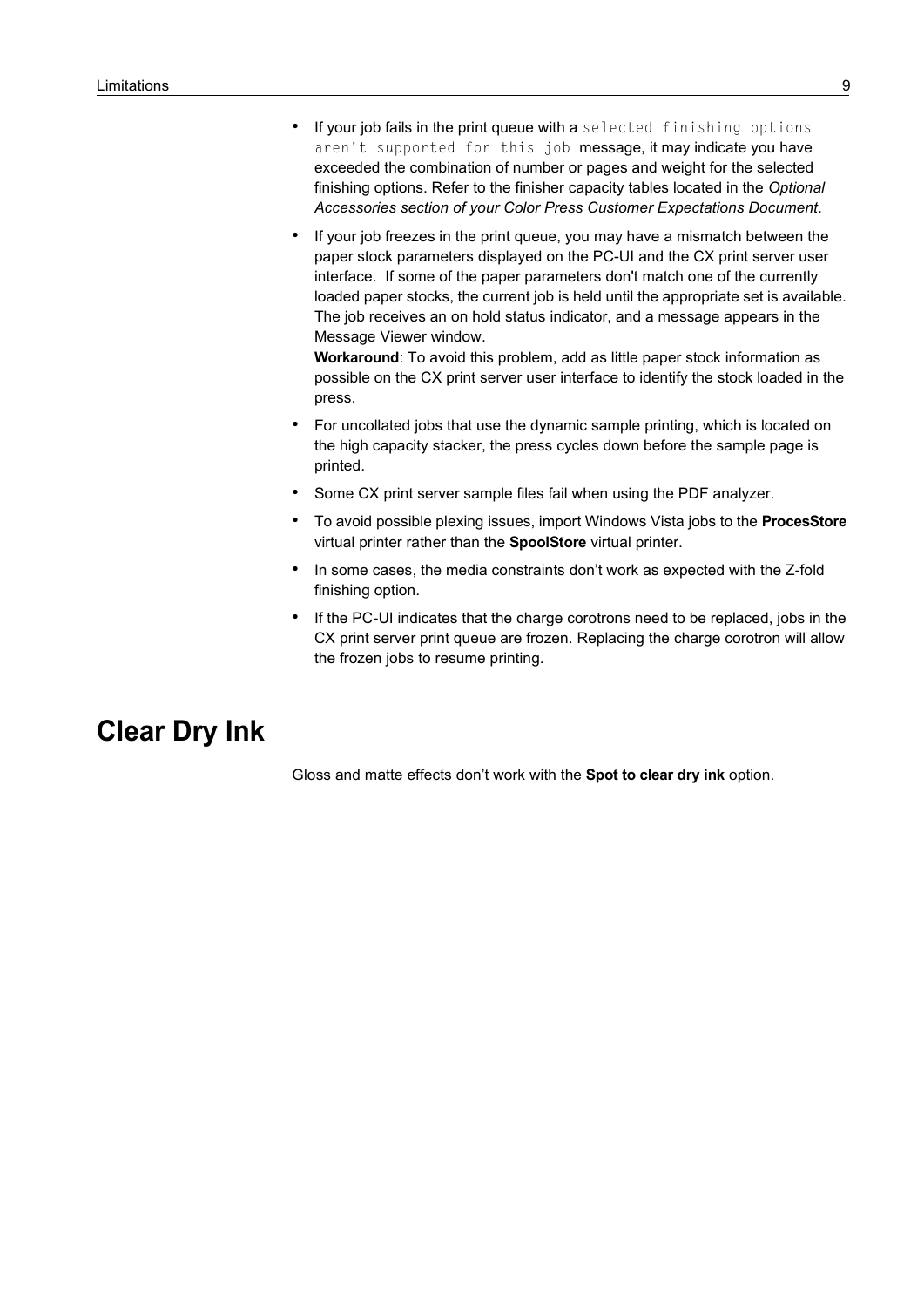- If your job fails in the print queue with a `selected finishing options aren't supported for this job` message, it may indicate you have exceeded the combination of number or pages and weight for the selected finishing options. Refer to the finisher capacity tables located in the *Optional Accessories section of your Color Press Customer Expectations Document*.
- If your job freezes in the print queue, you may have a mismatch between the paper stock parameters displayed on the PC-UI and the CX print server user interface. If some of the paper parameters don't match one of the currently loaded paper stocks, the current job is held until the appropriate set is available. The job receives an on hold status indicator, and a message appears in the Message Viewer window.
  **Workaround**: To avoid this problem, add as little paper stock information as possible on the CX print server user interface to identify the stock loaded in the press.
- For uncollated jobs that use the dynamic sample printing, which is located on the high capacity stacker, the press cycles down before the sample page is printed.
- Some CX print server sample files fail when using the PDF analyzer.
- To avoid possible plexing issues, import Windows Vista jobs to the **ProcesStore** virtual printer rather than the **SpoolStore** virtual printer.
- In some cases, the media constraints don't work as expected with the Z-fold finishing option.
- If the PC-UI indicates that the charge corotrons need to be replaced, jobs in the CX print server print queue are frozen. Replacing the charge corotron will allow the frozen jobs to resume printing.

# Clear Dry Ink

Gloss and matte effects don't work with the **Spot to clear dry ink** option.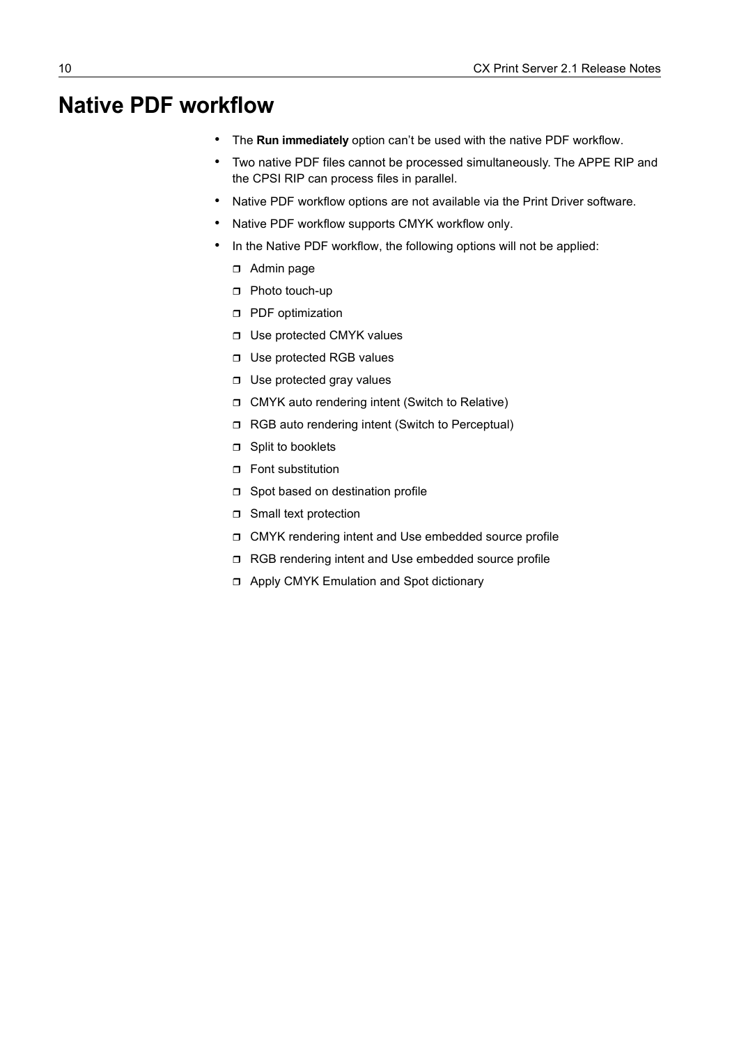# Native PDF workflow

- The **Run immediately** option can't be used with the native PDF workflow.
- Two native PDF files cannot be processed simultaneously. The APPE RIP and the CPSI RIP can process files in parallel.
- Native PDF workflow options are not available via the Print Driver software.
- Native PDF workflow supports CMYK workflow only.
- In the Native PDF workflow, the following options will not be applied:
  - Admin page
  - Photo touch-up
  - PDF optimization
  - Use protected CMYK values
  - Use protected RGB values
  - Use protected gray values
  - CMYK auto rendering intent (Switch to Relative)
  - RGB auto rendering intent (Switch to Perceptual)
  - Split to booklets
  - Font substitution
  - Spot based on destination profile
  - Small text protection
  - CMYK rendering intent and Use embedded source profile
  - RGB rendering intent and Use embedded source profile
  - Apply CMYK Emulation and Spot dictionary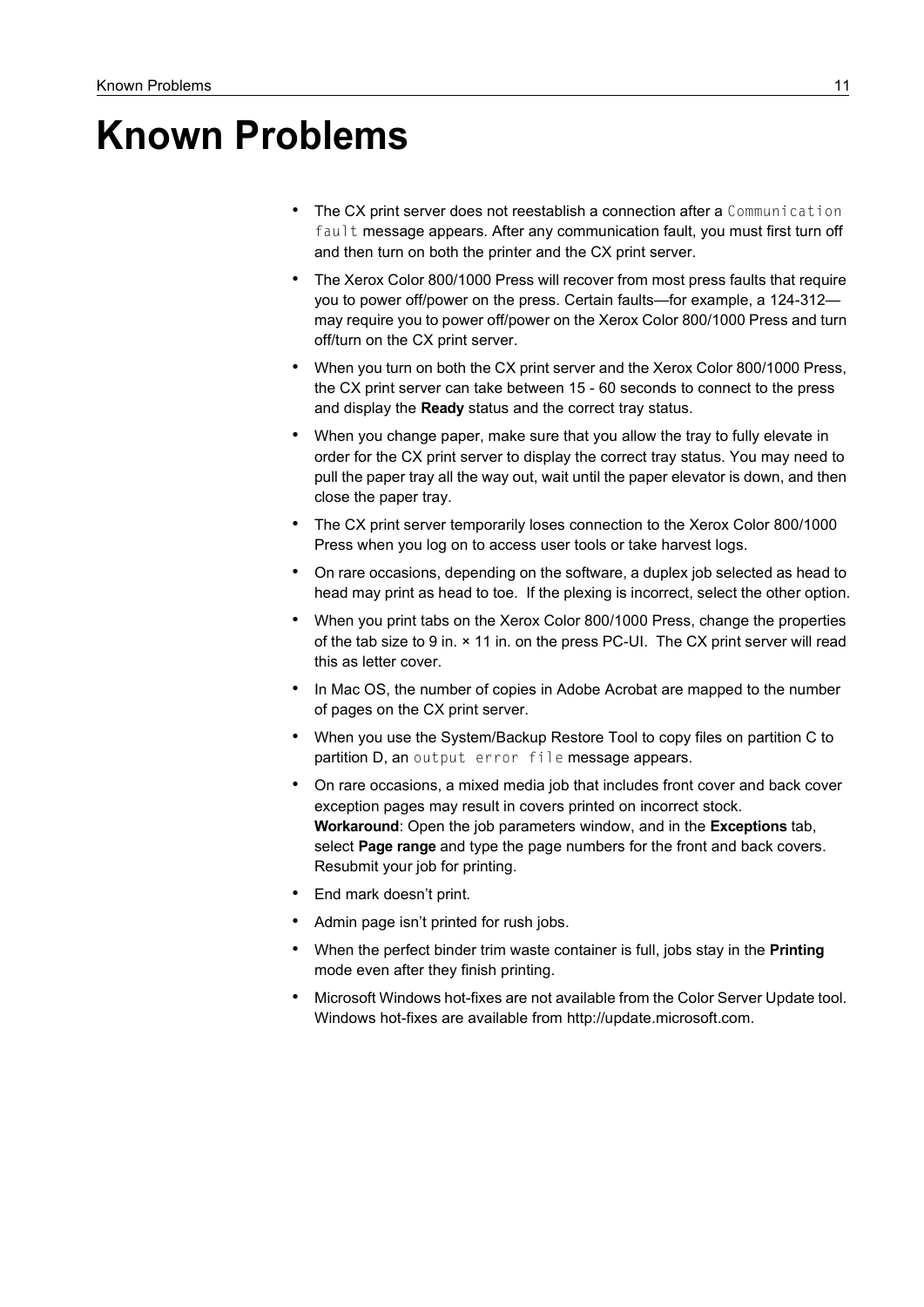# Known Problems

- The CX print server does not reestablish a connection after a `Communication fault` message appears. After any communication fault, you must first turn off and then turn on both the printer and the CX print server.
- The Xerox Color 800/1000 Press will recover from most press faults that require you to power off/power on the press. Certain faults—for example, a 124-312—may require you to power off/power on the Xerox Color 800/1000 Press and turn off/turn on the CX print server.
- When you turn on both the CX print server and the Xerox Color 800/1000 Press, the CX print server can take between 15 - 60 seconds to connect to the press and display the **Ready** status and the correct tray status.
- When you change paper, make sure that you allow the tray to fully elevate in order for the CX print server to display the correct tray status. You may need to pull the paper tray all the way out, wait until the paper elevator is down, and then close the paper tray.
- The CX print server temporarily loses connection to the Xerox Color 800/1000 Press when you log on to access user tools or take harvest logs.
- On rare occasions, depending on the software, a duplex job selected as head to head may print as head to toe. If the plexing is incorrect, select the other option.
- When you print tabs on the Xerox Color 800/1000 Press, change the properties of the tab size to 9 in. × 11 in. on the press PC-UI. The CX print server will read this as letter cover.
- In Mac OS, the number of copies in Adobe Acrobat are mapped to the number of pages on the CX print server.
- When you use the System/Backup Restore Tool to copy files on partition C to partition D, an `output error file` message appears.
- On rare occasions, a mixed media job that includes front cover and back cover exception pages may result in covers printed on incorrect stock.
  **Workaround**: Open the job parameters window, and in the **Exceptions** tab, select **Page range** and type the page numbers for the front and back covers. Resubmit your job for printing.
- End mark doesn't print.
- Admin page isn't printed for rush jobs.
- When the perfect binder trim waste container is full, jobs stay in the **Printing** mode even after they finish printing.
- Microsoft Windows hot-fixes are not available from the Color Server Update tool. Windows hot-fixes are available from http://update.microsoft.com.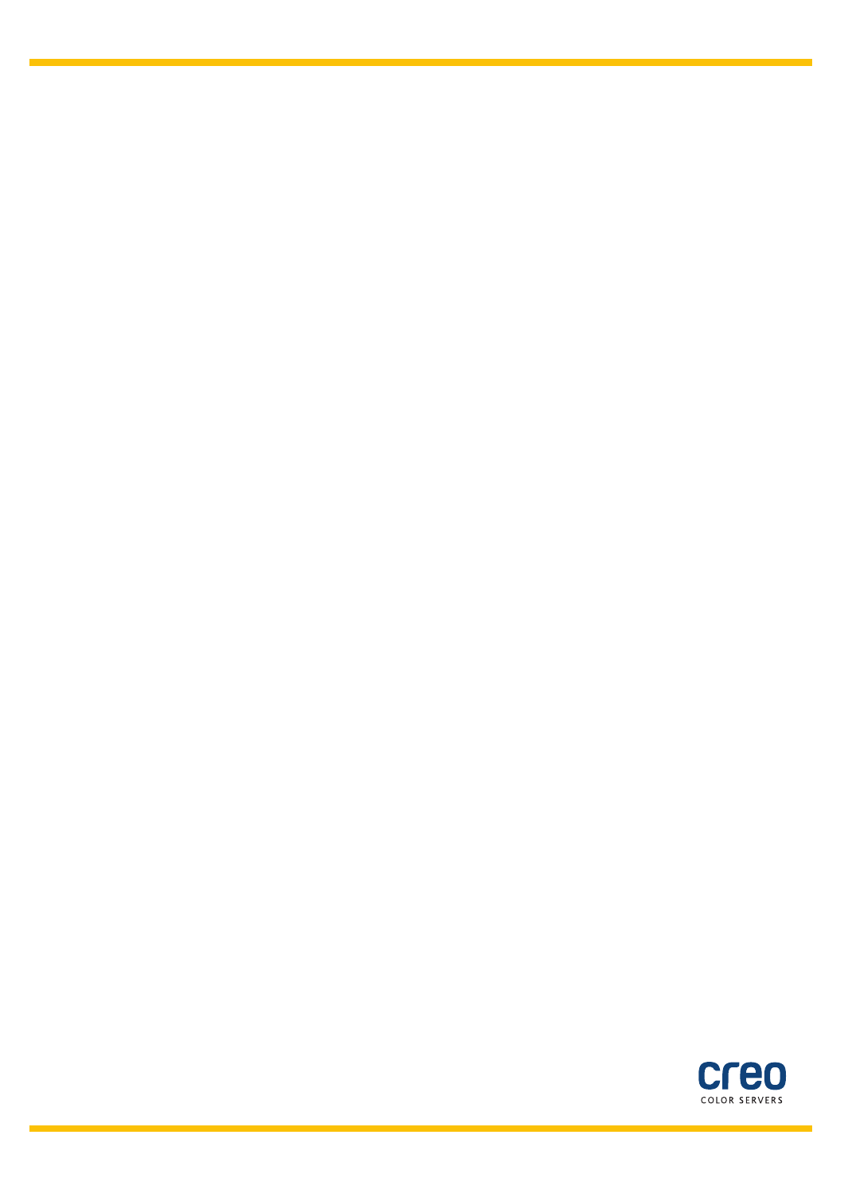creo

COLOR SERVERS